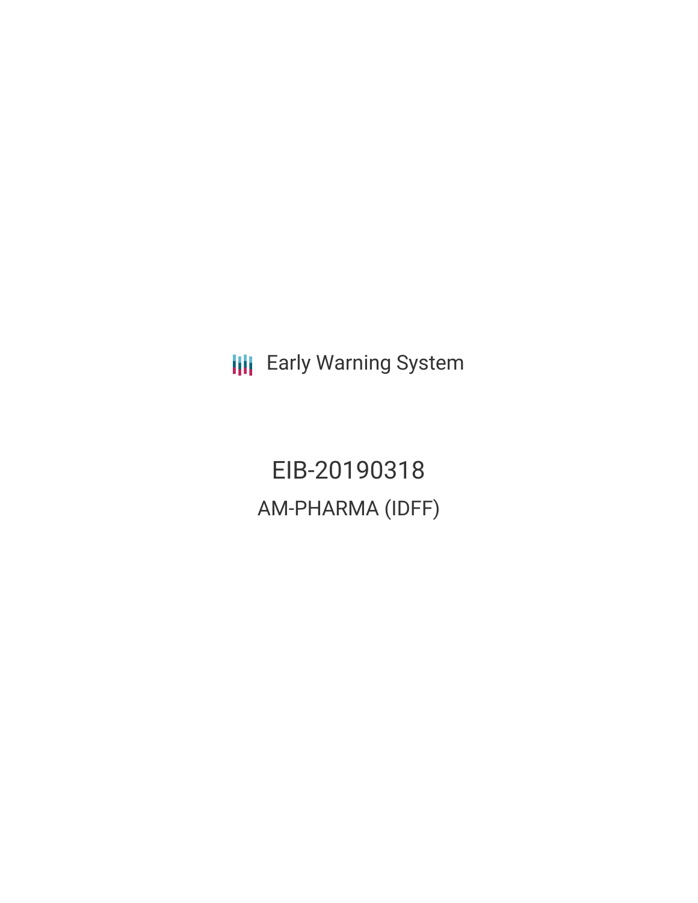Early Warning System

# EIB-20190318

## AM-PHARMA (IDFF)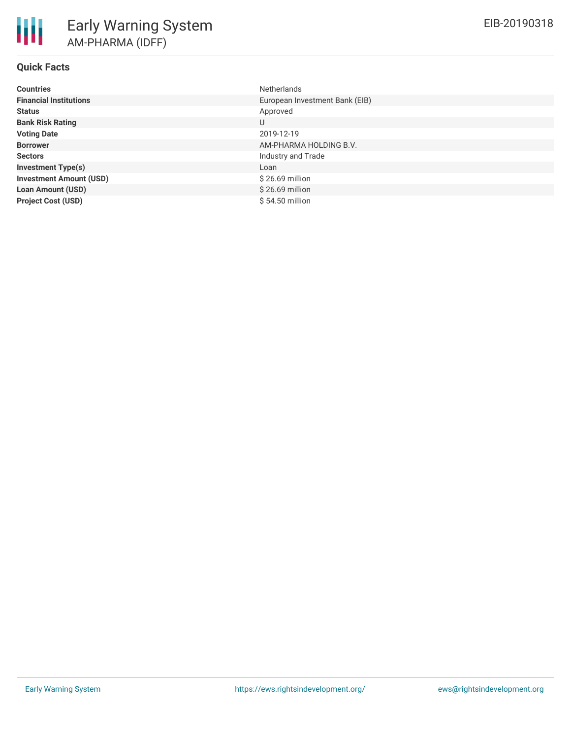# Early Warning System

## AM-PHARMA (IDFF)

EIB-20190318

### Quick Facts

| | |
|---|---|
| **Countries** | Netherlands |
| **Financial Institutions** | European Investment Bank (EIB) |
| **Status** | Approved |
| **Bank Risk Rating** | U |
| **Voting Date** | 2019-12-19 |
| **Borrower** | AM-PHARMA HOLDING B.V. |
| **Sectors** | Industry and Trade |
| **Investment Type(s)** | Loan |
| **Investment Amount (USD)** | $ 26.69 million |
| **Loan Amount (USD)** | $ 26.69 million |
| **Project Cost (USD)** | $ 54.50 million |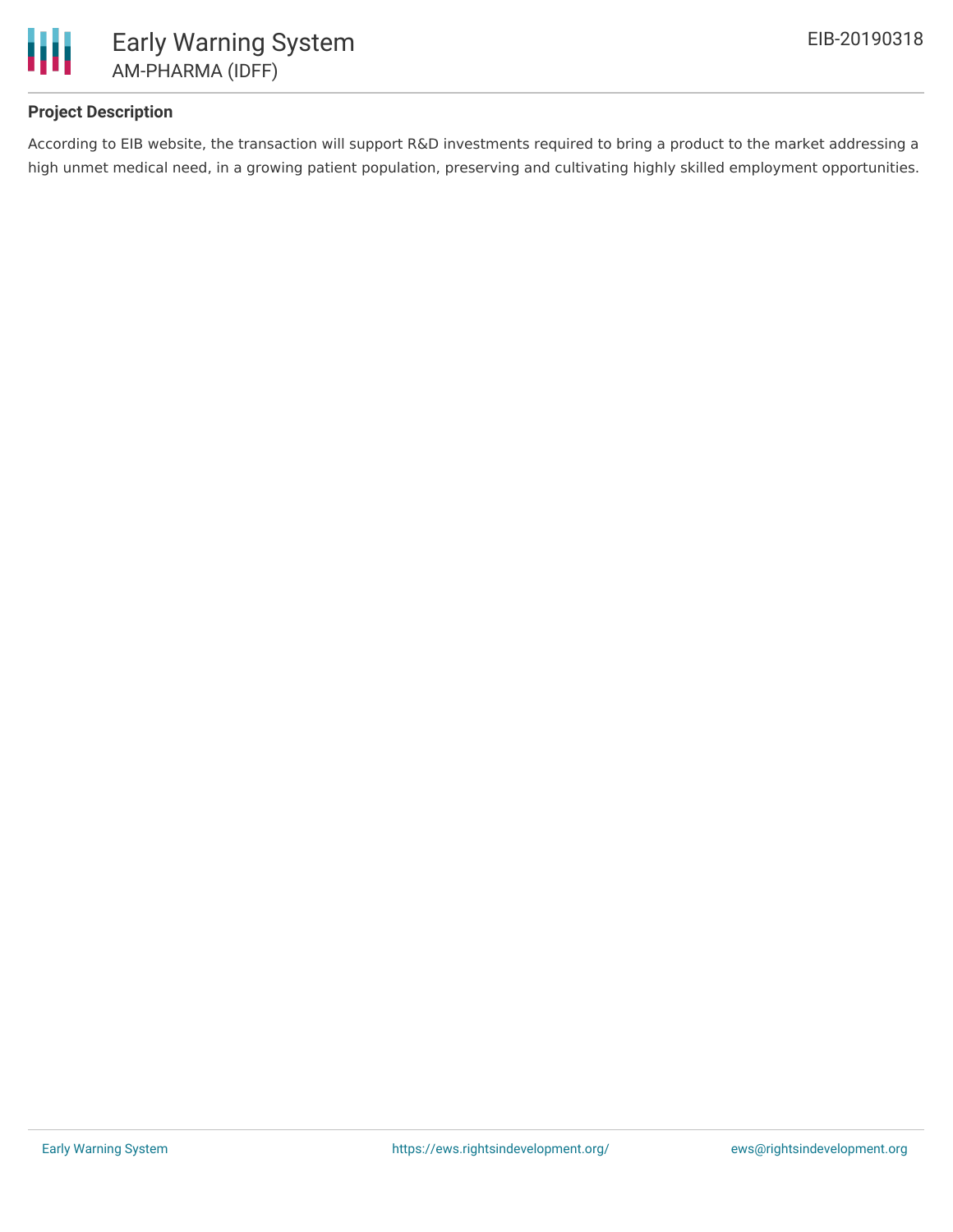### Project Description

According to EIB website, the transaction will support R&D investments required to bring a product to the market addressing a high unmet medical need, in a growing patient population, preserving and cultivating highly skilled employment opportunities.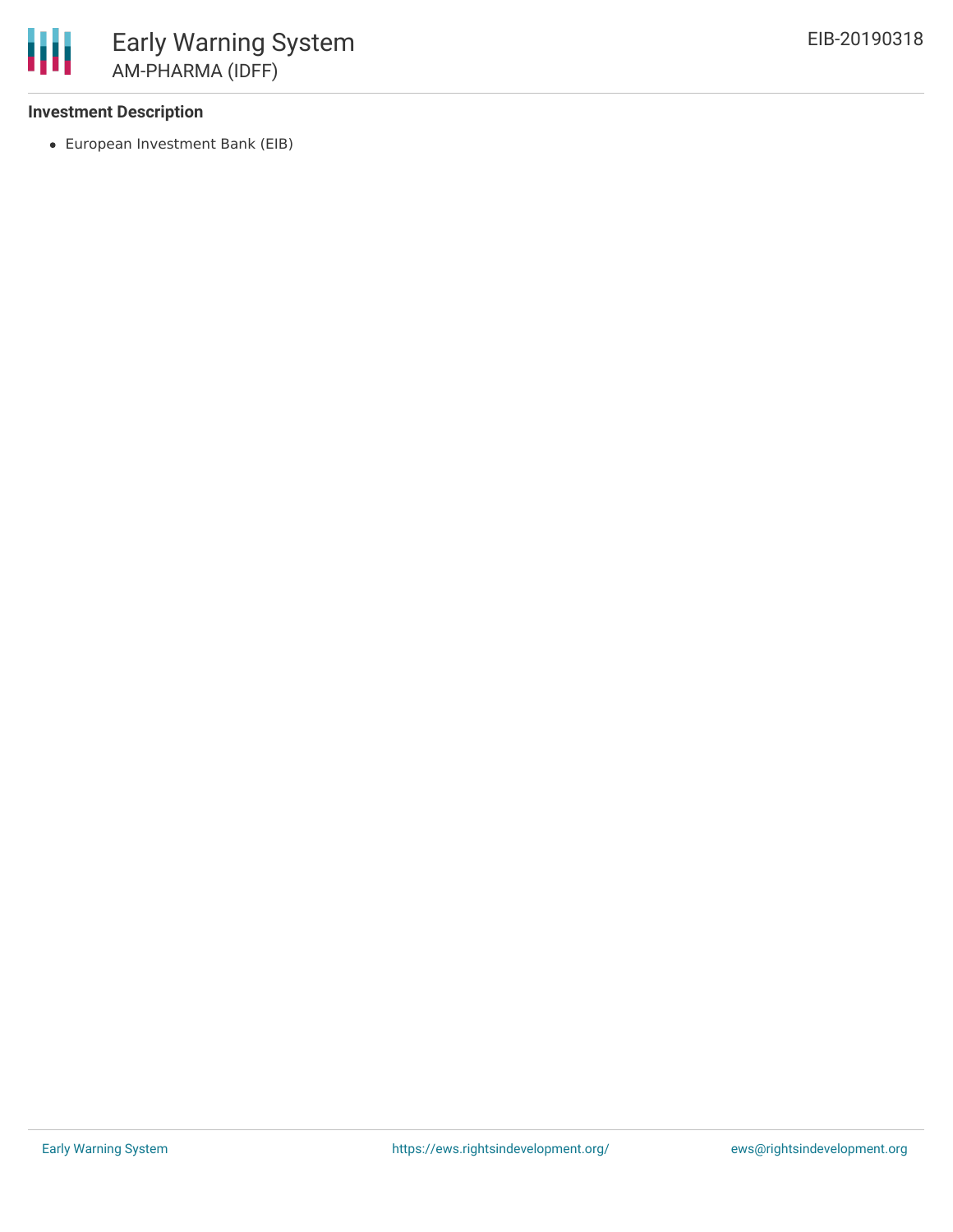**Investment Description**

- European Investment Bank (EIB)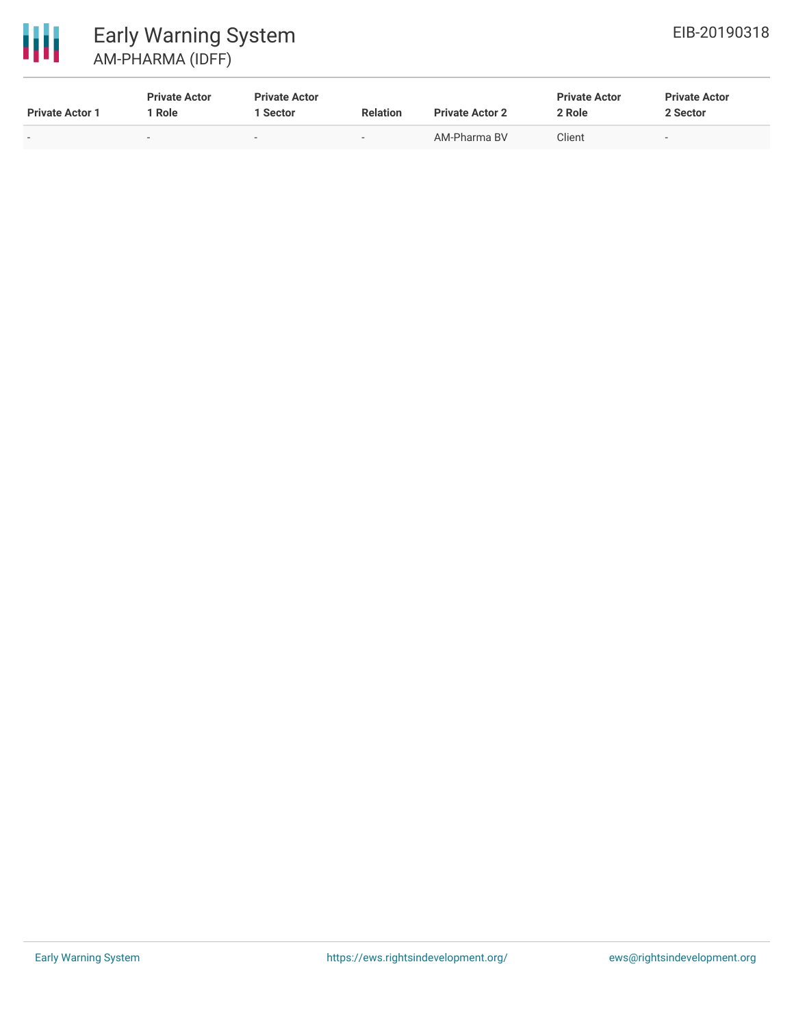| Private Actor 1 | Private Actor 1 Role | Private Actor 1 Sector | Relation | Private Actor 2 | Private Actor 2 Role | Private Actor 2 Sector |
|---|---|---|---|---|---|---|
| - | - | - | - | AM-Pharma BV | Client | - |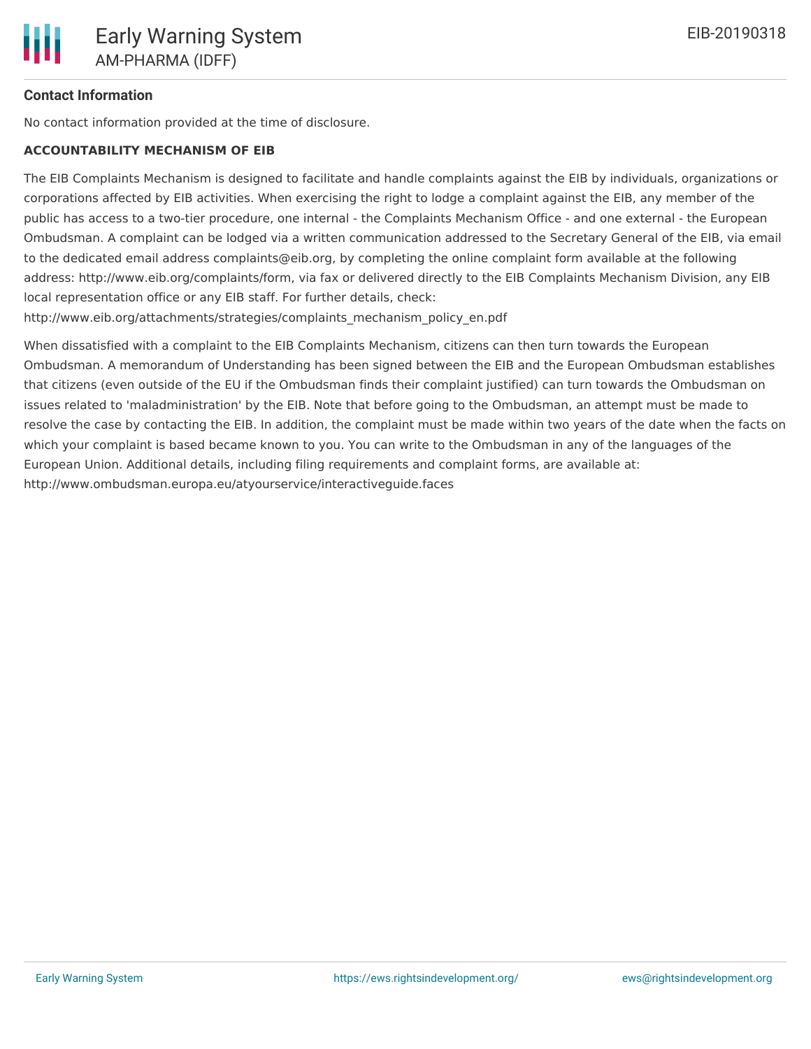#### Contact Information

No contact information provided at the time of disclosure.

**ACCOUNTABILITY MECHANISM OF EIB**

The EIB Complaints Mechanism is designed to facilitate and handle complaints against the EIB by individuals, organizations or corporations affected by EIB activities. When exercising the right to lodge a complaint against the EIB, any member of the public has access to a two-tier procedure, one internal - the Complaints Mechanism Office - and one external - the European Ombudsman. A complaint can be lodged via a written communication addressed to the Secretary General of the EIB, via email to the dedicated email address complaints@eib.org, by completing the online complaint form available at the following address: http://www.eib.org/complaints/form, via fax or delivered directly to the EIB Complaints Mechanism Division, any EIB local representation office or any EIB staff. For further details, check: http://www.eib.org/attachments/strategies/complaints_mechanism_policy_en.pdf

When dissatisfied with a complaint to the EIB Complaints Mechanism, citizens can then turn towards the European Ombudsman. A memorandum of Understanding has been signed between the EIB and the European Ombudsman establishes that citizens (even outside of the EU if the Ombudsman finds their complaint justified) can turn towards the Ombudsman on issues related to 'maladministration' by the EIB. Note that before going to the Ombudsman, an attempt must be made to resolve the case by contacting the EIB. In addition, the complaint must be made within two years of the date when the facts on which your complaint is based became known to you. You can write to the Ombudsman in any of the languages of the European Union. Additional details, including filing requirements and complaint forms, are available at: http://www.ombudsman.europa.eu/atyourservice/interactiveguide.faces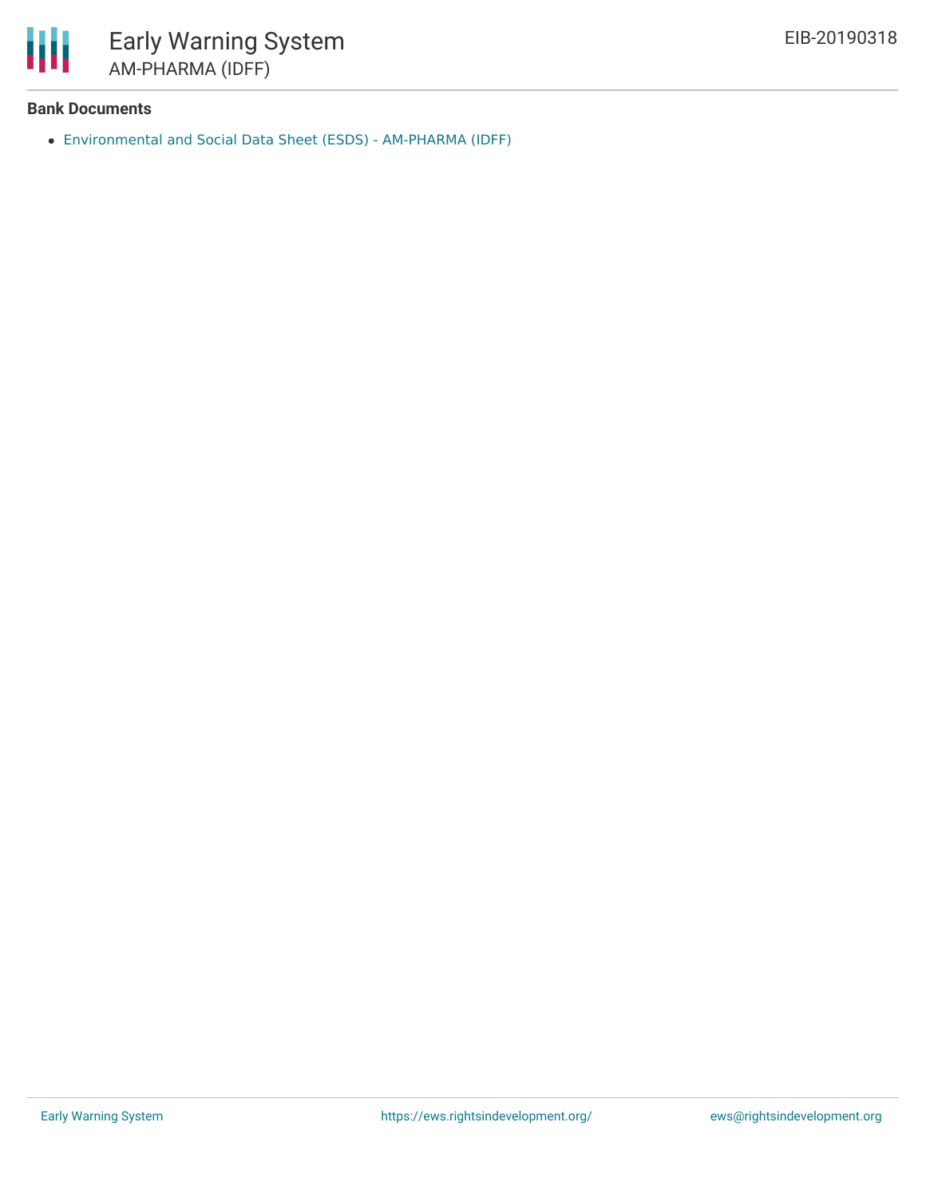**Bank Documents**

- Environmental and Social Data Sheet (ESDS) - AM-PHARMA (IDFF)